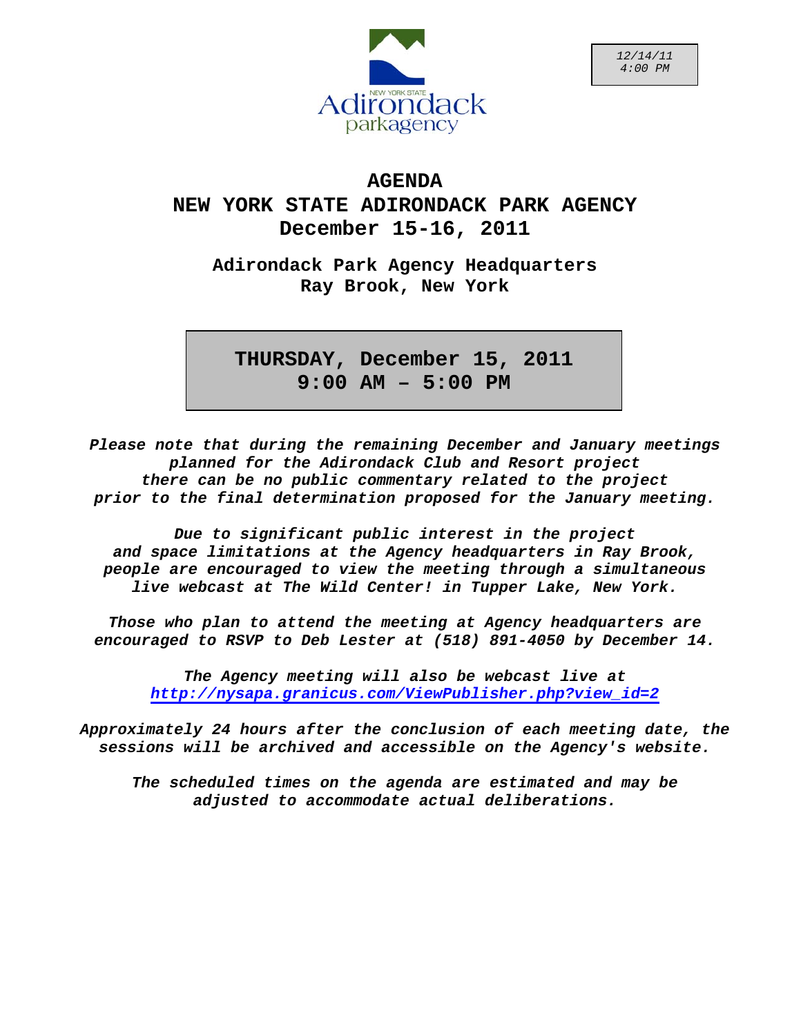12/14/11
4:00 PM

NEW YORK STATE Adirondack parkagency

# AGENDA
# NEW YORK STATE ADIRONDACK PARK AGENCY
# December 15-16, 2011

**Adirondack Park Agency Headquarters**
**Ray Brook, New York**

**THURSDAY, December 15, 2011**
**9:00 AM – 5:00 PM**

***Please note that during the remaining December and January meetings planned for the Adirondack Club and Resort project there can be no public commentary related to the project prior to the final determination proposed for the January meeting.***

***Due to significant public interest in the project and space limitations at the Agency headquarters in Ray Brook, people are encouraged to view the meeting through a simultaneous live webcast at The Wild Center! in Tupper Lake, New York.***

***Those who plan to attend the meeting at Agency headquarters are encouraged to RSVP to Deb Lester at (518) 891-4050 by December 14.***

***The Agency meeting will also be webcast live at http://nysapa.granicus.com/ViewPublisher.php?view_id=2***

***Approximately 24 hours after the conclusion of each meeting date, the sessions will be archived and accessible on the Agency's website.***

***The scheduled times on the agenda are estimated and may be adjusted to accommodate actual deliberations.***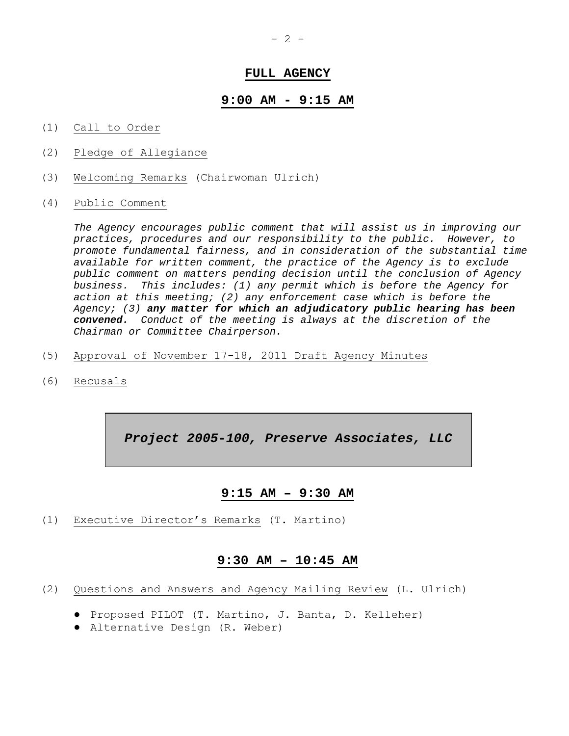## FULL AGENCY

### 9:00 AM - 9:15 AM

(1) Call to Order

(2) Pledge of Allegiance

(3) Welcoming Remarks (Chairwoman Ulrich)

(4) Public Comment

*The Agency encourages public comment that will assist us in improving our practices, procedures and our responsibility to the public. However, to promote fundamental fairness, and in consideration of the substantial time available for written comment, the practice of the Agency is to exclude public comment on matters pending decision until the conclusion of Agency business. This includes: (1) any permit which is before the Agency for action at this meeting; (2) any enforcement case which is before the Agency; (3)* ***any matter for which an adjudicatory public hearing has been convened.*** *Conduct of the meeting is always at the discretion of the Chairman or Committee Chairperson.*

(5) Approval of November 17-18, 2011 Draft Agency Minutes

(6) Recusals

## *Project 2005-100, Preserve Associates, LLC*

### 9:15 AM – 9:30 AM

(1) Executive Director's Remarks (T. Martino)

### 9:30 AM – 10:45 AM

(2) Questions and Answers and Agency Mailing Review (L. Ulrich)

- Proposed PILOT (T. Martino, J. Banta, D. Kelleher)
- Alternative Design (R. Weber)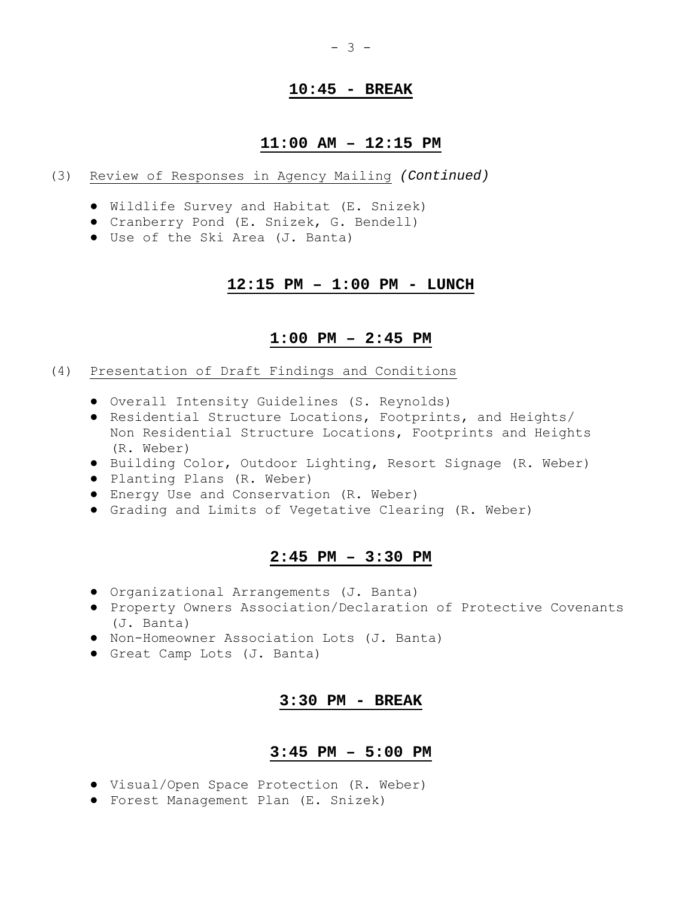**10:45 - BREAK**

**11:00 AM – 12:15 PM**

(3) Review of Responses in Agency Mailing *(Continued)*

- Wildlife Survey and Habitat (E. Snizek)
- Cranberry Pond (E. Snizek, G. Bendell)
- Use of the Ski Area (J. Banta)

**12:15 PM – 1:00 PM - LUNCH**

**1:00 PM – 2:45 PM**

(4) Presentation of Draft Findings and Conditions

- Overall Intensity Guidelines (S. Reynolds)
- Residential Structure Locations, Footprints, and Heights/ Non Residential Structure Locations, Footprints and Heights (R. Weber)
- Building Color, Outdoor Lighting, Resort Signage (R. Weber)
- Planting Plans (R. Weber)
- Energy Use and Conservation (R. Weber)
- Grading and Limits of Vegetative Clearing (R. Weber)

**2:45 PM – 3:30 PM**

- Organizational Arrangements (J. Banta)
- Property Owners Association/Declaration of Protective Covenants (J. Banta)
- Non-Homeowner Association Lots (J. Banta)
- Great Camp Lots (J. Banta)

**3:30 PM - BREAK**

**3:45 PM – 5:00 PM**

- Visual/Open Space Protection (R. Weber)
- Forest Management Plan (E. Snizek)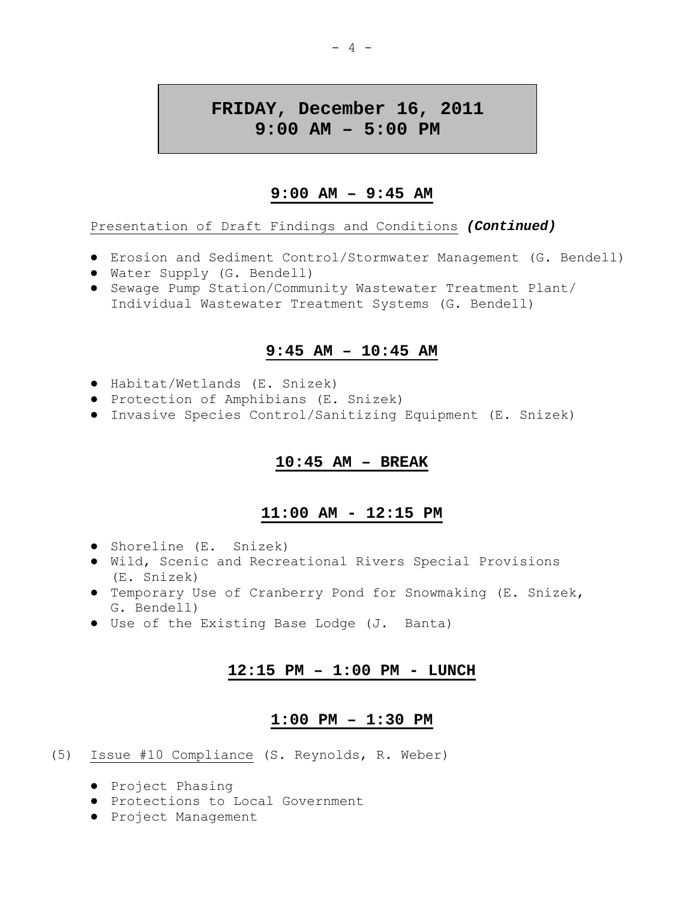# FRIDAY, December 16, 2011
# 9:00 AM – 5:00 PM

### 9:00 AM – 9:45 AM

Presentation of Draft Findings and Conditions ***(Continued)***

- Erosion and Sediment Control/Stormwater Management (G. Bendell)
- Water Supply (G. Bendell)
- Sewage Pump Station/Community Wastewater Treatment Plant/ Individual Wastewater Treatment Systems (G. Bendell)

### 9:45 AM – 10:45 AM

- Habitat/Wetlands (E. Snizek)
- Protection of Amphibians (E. Snizek)
- Invasive Species Control/Sanitizing Equipment (E. Snizek)

### 10:45 AM – BREAK

### 11:00 AM - 12:15 PM

- Shoreline (E. Snizek)
- Wild, Scenic and Recreational Rivers Special Provisions (E. Snizek)
- Temporary Use of Cranberry Pond for Snowmaking (E. Snizek, G. Bendell)
- Use of the Existing Base Lodge (J. Banta)

### 12:15 PM – 1:00 PM - LUNCH

### 1:00 PM – 1:30 PM

(5) Issue #10 Compliance (S. Reynolds, R. Weber)

- Project Phasing
- Protections to Local Government
- Project Management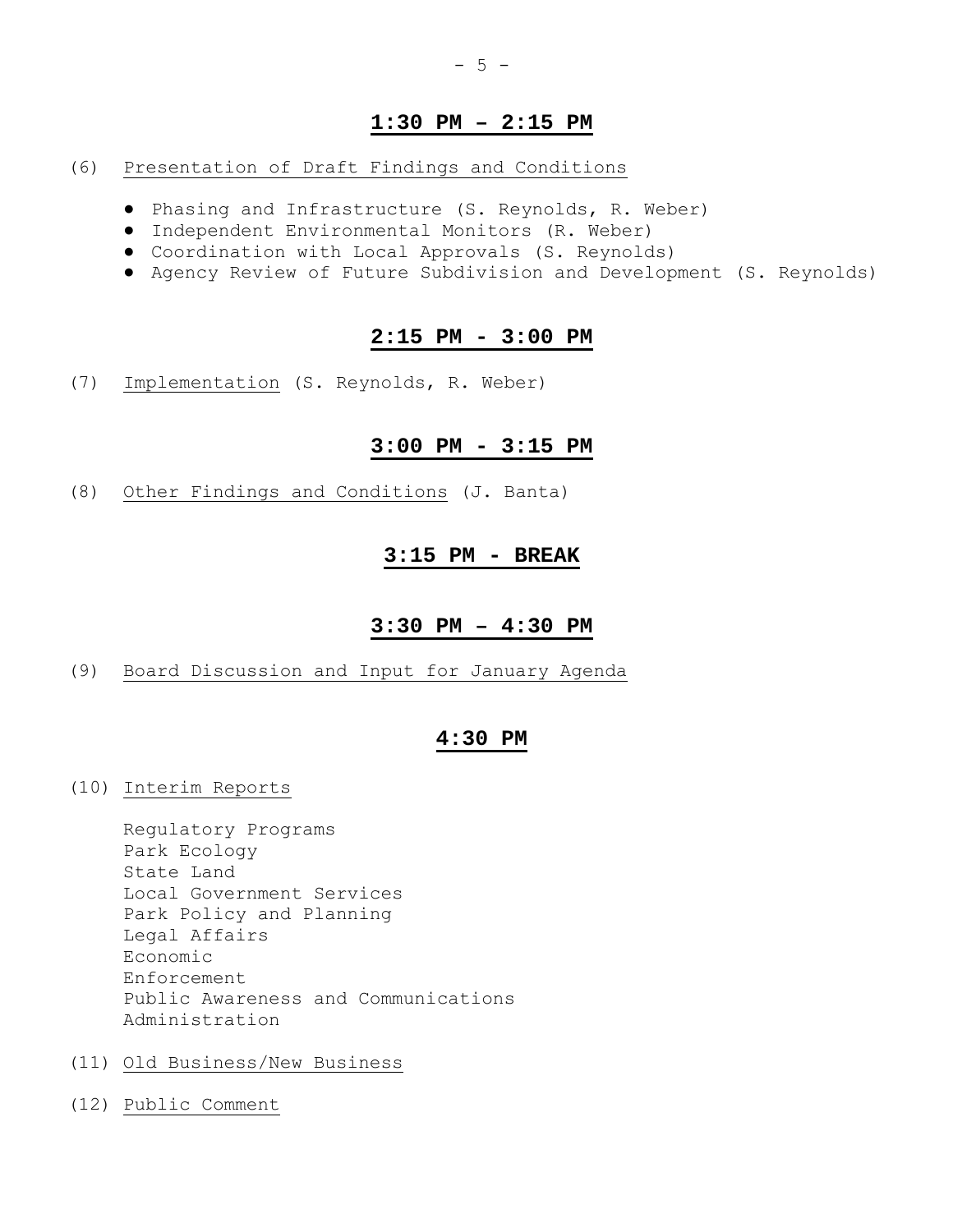**1:30 PM – 2:15 PM**

(6) Presentation of Draft Findings and Conditions

- Phasing and Infrastructure (S. Reynolds, R. Weber)
- Independent Environmental Monitors (R. Weber)
- Coordination with Local Approvals (S. Reynolds)
- Agency Review of Future Subdivision and Development (S. Reynolds)

**2:15 PM - 3:00 PM**

(7) Implementation (S. Reynolds, R. Weber)

**3:00 PM - 3:15 PM**

(8) Other Findings and Conditions (J. Banta)

**3:15 PM - BREAK**

**3:30 PM – 4:30 PM**

(9) Board Discussion and Input for January Agenda

**4:30 PM**

(10) Interim Reports

Regulatory Programs
Park Ecology
State Land
Local Government Services
Park Policy and Planning
Legal Affairs
Economic
Enforcement
Public Awareness and Communications
Administration

(11) Old Business/New Business

(12) Public Comment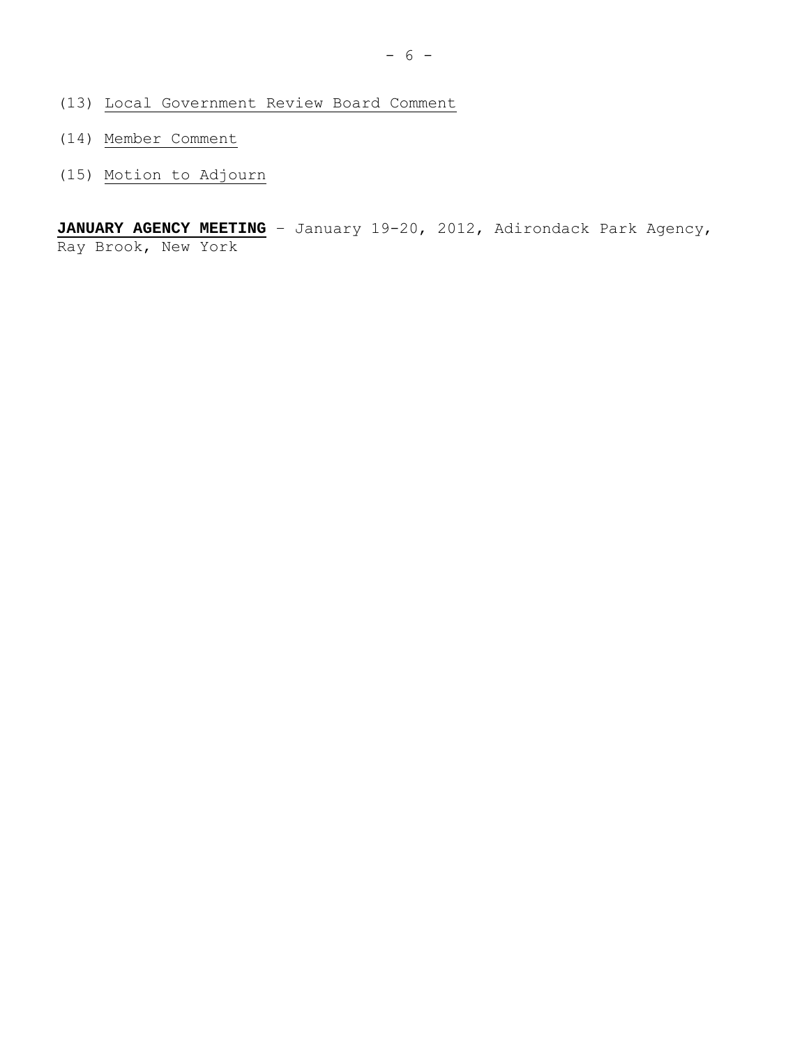(13) Local Government Review Board Comment

(14) Member Comment

(15) Motion to Adjourn

**JANUARY AGENCY MEETING** – January 19-20, 2012, Adirondack Park Agency, Ray Brook, New York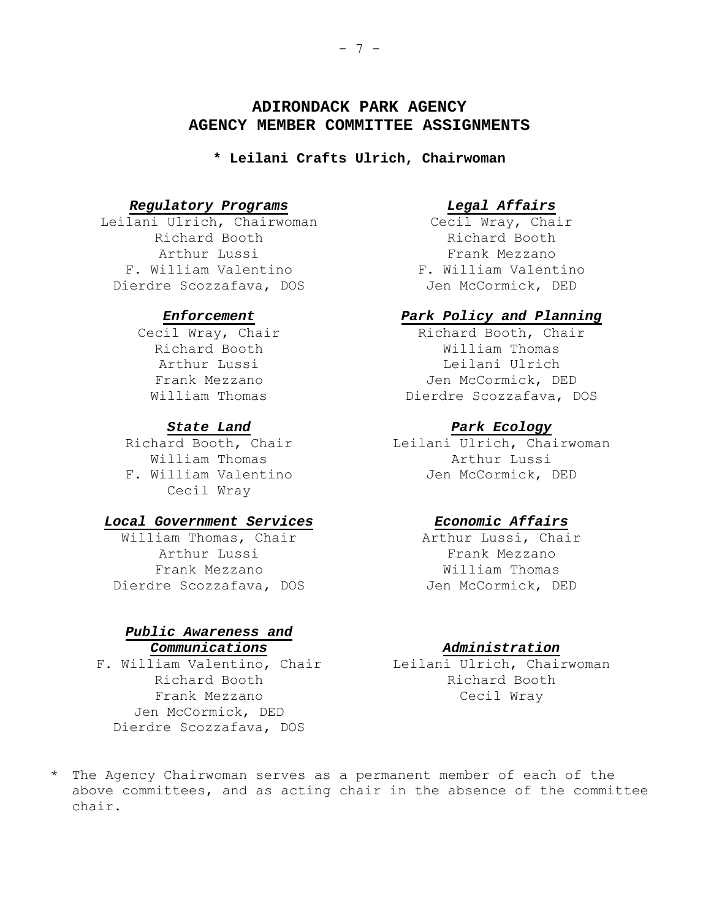# ADIRONDACK PARK AGENCY
# AGENCY MEMBER COMMITTEE ASSIGNMENTS

**\* Leilani Crafts Ulrich, Chairwoman**

***Regulatory Programs***

Leilani Ulrich, Chairwoman
Richard Booth
Arthur Lussi
F. William Valentino
Dierdre Scozzafava, DOS

***Legal Affairs***

Cecil Wray, Chair
Richard Booth
Frank Mezzano
F. William Valentino
Jen McCormick, DED

***Enforcement***

Cecil Wray, Chair
Richard Booth
Arthur Lussi
Frank Mezzano
William Thomas

***Park Policy and Planning***

Richard Booth, Chair
William Thomas
Leilani Ulrich
Jen McCormick, DED
Dierdre Scozzafava, DOS

***State Land***

Richard Booth, Chair
William Thomas
F. William Valentino
Cecil Wray

***Park Ecology***

Leilani Ulrich, Chairwoman
Arthur Lussi
Jen McCormick, DED

***Local Government Services***

William Thomas, Chair
Arthur Lussi
Frank Mezzano
Dierdre Scozzafava, DOS

***Economic Affairs***

Arthur Lussi, Chair
Frank Mezzano
William Thomas
Jen McCormick, DED

***Public Awareness and Communications***

F. William Valentino, Chair
Richard Booth
Frank Mezzano
Jen McCormick, DED
Dierdre Scozzafava, DOS

***Administration***

Leilani Ulrich, Chairwoman
Richard Booth
Cecil Wray

\* The Agency Chairwoman serves as a permanent member of each of the above committees, and as acting chair in the absence of the committee chair.